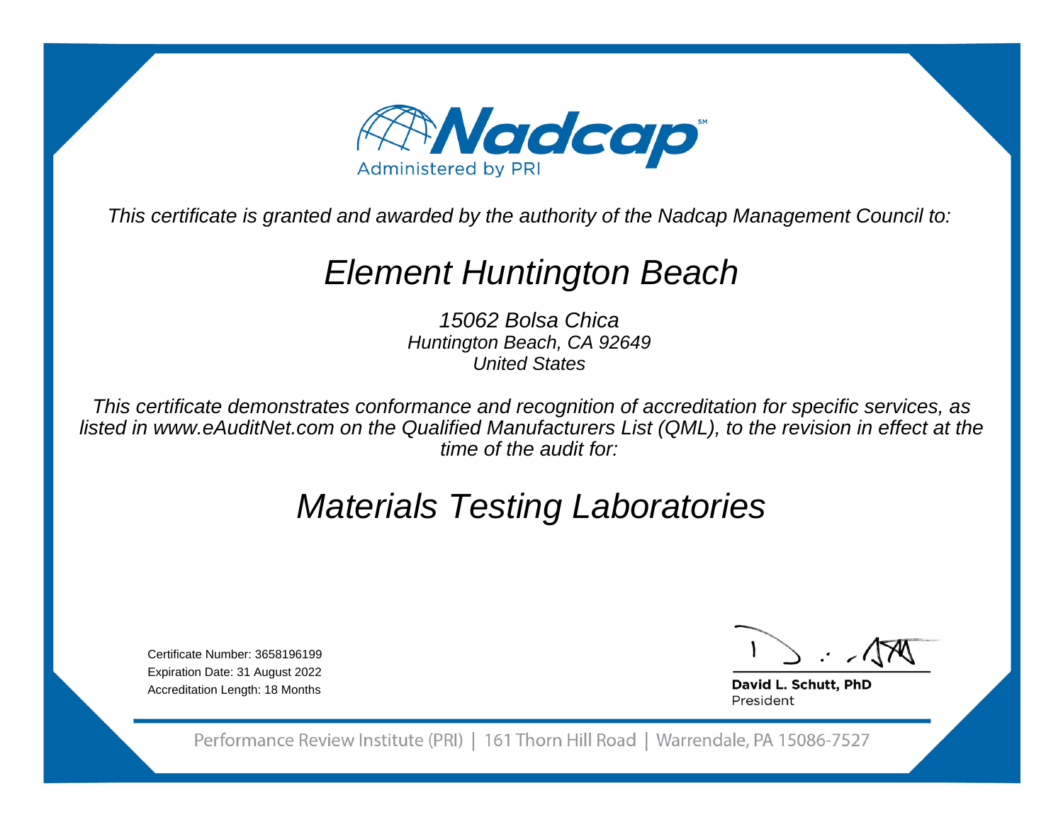# Nadcap

Administered by PRI

*This certificate is granted and awarded by the authority of the Nadcap Management Council to:*

## *Element Huntington Beach*

*15062 Bolsa Chica*
*Huntington Beach, CA 92649*
*United States*

*This certificate demonstrates conformance and recognition of accreditation for specific services, as listed in www.eAuditNet.com on the Qualified Manufacturers List (QML), to the revision in effect at the time of the audit for:*

## *Materials Testing Laboratories*

Certificate Number: 3658196199
Expiration Date: 31 August 2022
Accreditation Length: 18 Months

**David L. Schutt, PhD**
President

Performance Review Institute (PRI) | 161 Thorn Hill Road | Warrendale, PA 15086-7527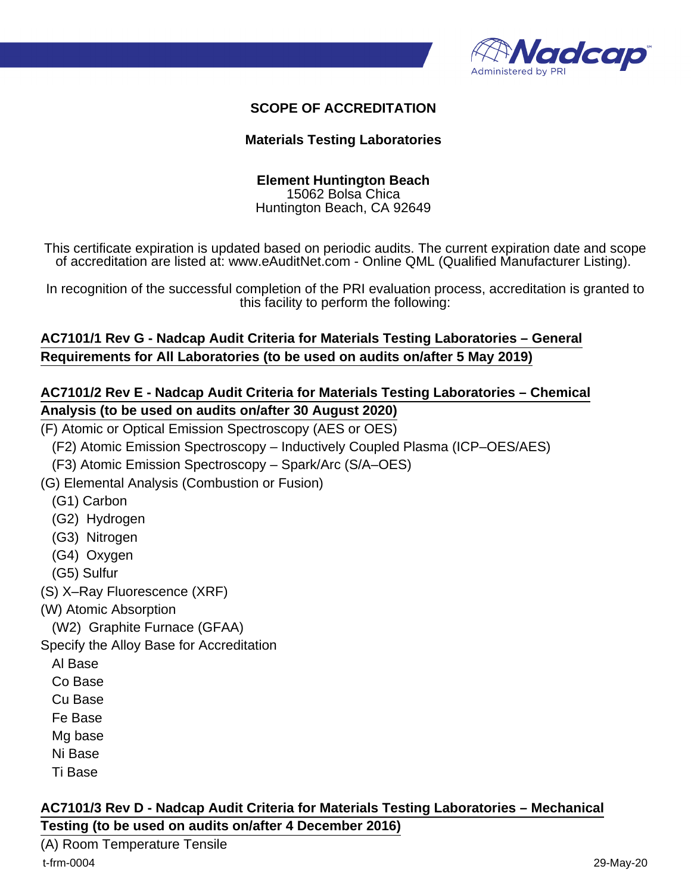# SCOPE OF ACCREDITATION

## Materials Testing Laboratories

**Element Huntington Beach**
15062 Bolsa Chica
Huntington Beach, CA 92649

This certificate expiration is updated based on periodic audits. The current expiration date and scope of accreditation are listed at: www.eAuditNet.com - Online QML (Qualified Manufacturer Listing).

In recognition of the successful completion of the PRI evaluation process, accreditation is granted to this facility to perform the following:

### AC7101/1 Rev G - Nadcap Audit Criteria for Materials Testing Laboratories – General Requirements for All Laboratories (to be used on audits on/after 5 May 2019)

### AC7101/2 Rev E - Nadcap Audit Criteria for Materials Testing Laboratories – Chemical Analysis (to be used on audits on/after 30 August 2020)

(F) Atomic or Optical Emission Spectroscopy (AES or OES)
- (F2) Atomic Emission Spectroscopy – Inductively Coupled Plasma (ICP–OES/AES)
- (F3) Atomic Emission Spectroscopy – Spark/Arc (S/A–OES)

(G) Elemental Analysis (Combustion or Fusion)
- (G1) Carbon
- (G2) Hydrogen
- (G3) Nitrogen
- (G4) Oxygen
- (G5) Sulfur

(S) X–Ray Fluorescence (XRF)

(W) Atomic Absorption
- (W2) Graphite Furnace (GFAA)

Specify the Alloy Base for Accreditation
- Al Base
- Co Base
- Cu Base
- Fe Base
- Mg base
- Ni Base
- Ti Base

### AC7101/3 Rev D - Nadcap Audit Criteria for Materials Testing Laboratories – Mechanical Testing (to be used on audits on/after 4 December 2016)

(A) Room Temperature Tensile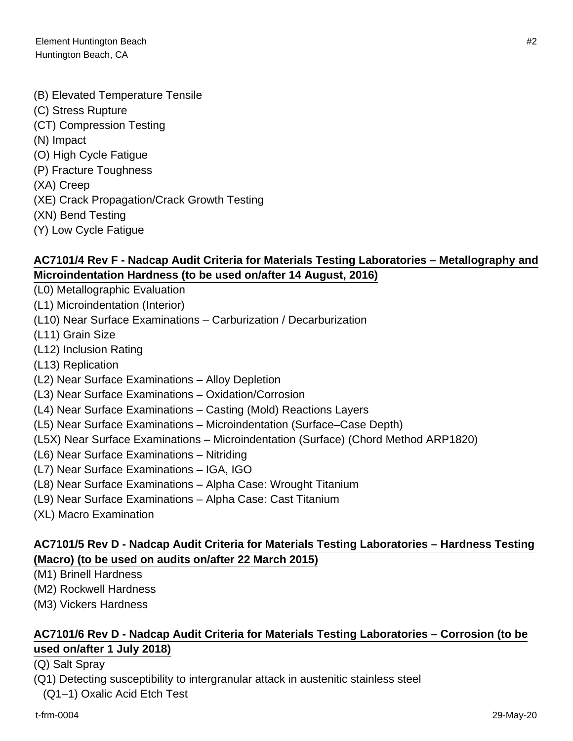(B) Elevated Temperature Tensile
(C) Stress Rupture
(CT) Compression Testing
(N) Impact
(O) High Cycle Fatigue
(P) Fracture Toughness
(XA) Creep
(XE) Crack Propagation/Crack Growth Testing
(XN) Bend Testing
(Y) Low Cycle Fatigue

**AC7101/4 Rev F - Nadcap Audit Criteria for Materials Testing Laboratories – Metallography and Microindentation Hardness (to be used on/after 14 August, 2016)**

(L0) Metallographic Evaluation
(L1) Microindentation (Interior)
(L10) Near Surface Examinations – Carburization / Decarburization
(L11) Grain Size
(L12) Inclusion Rating
(L13) Replication
(L2) Near Surface Examinations – Alloy Depletion
(L3) Near Surface Examinations – Oxidation/Corrosion
(L4) Near Surface Examinations – Casting (Mold) Reactions Layers
(L5) Near Surface Examinations – Microindentation (Surface–Case Depth)
(L5X) Near Surface Examinations – Microindentation (Surface) (Chord Method ARP1820)
(L6) Near Surface Examinations – Nitriding
(L7) Near Surface Examinations – IGA, IGO
(L8) Near Surface Examinations – Alpha Case: Wrought Titanium
(L9) Near Surface Examinations – Alpha Case: Cast Titanium
(XL) Macro Examination

**AC7101/5 Rev D - Nadcap Audit Criteria for Materials Testing Laboratories – Hardness Testing (Macro) (to be used on audits on/after 22 March 2015)**

(M1) Brinell Hardness
(M2) Rockwell Hardness
(M3) Vickers Hardness

**AC7101/6 Rev D - Nadcap Audit Criteria for Materials Testing Laboratories – Corrosion (to be used on/after 1 July 2018)**

(Q) Salt Spray
(Q1) Detecting susceptibility to intergranular attack in austenitic stainless steel
  (Q1–1) Oxalic Acid Etch Test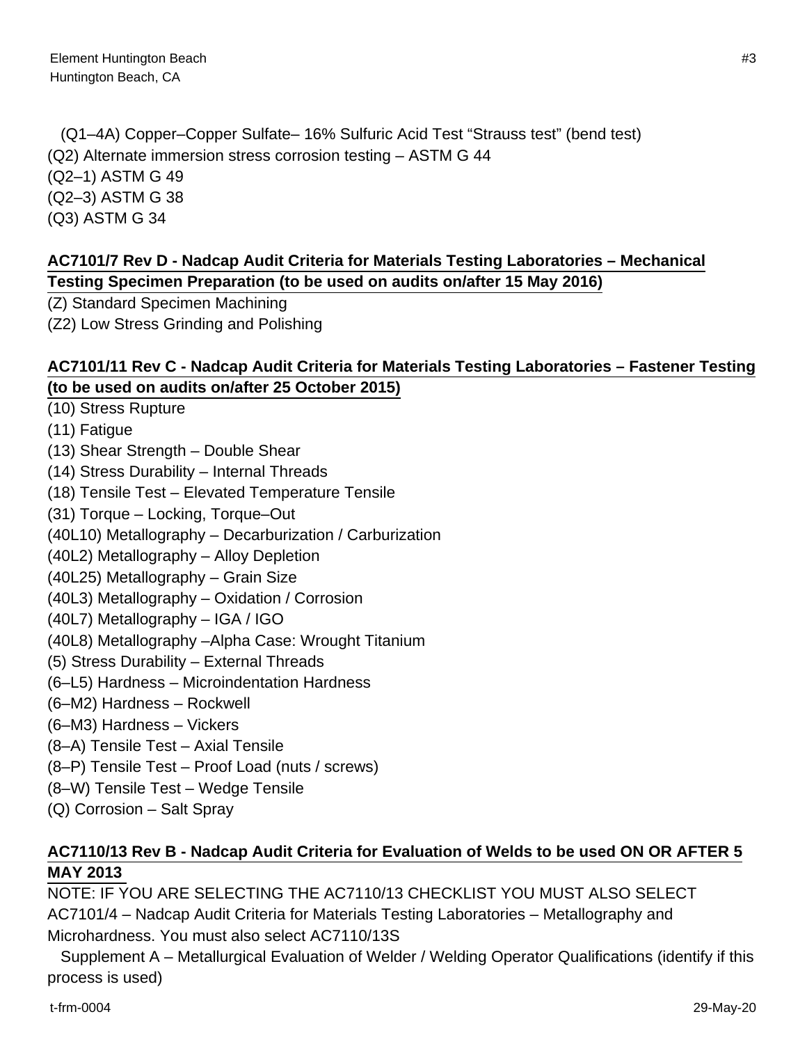(Q1–4A) Copper–Copper Sulfate– 16% Sulfuric Acid Test “Strauss test” (bend test)
(Q2) Alternate immersion stress corrosion testing – ASTM G 44
(Q2–1) ASTM G 49
(Q2–3) ASTM G 38
(Q3) ASTM G 34

**AC7101/7 Rev D - Nadcap Audit Criteria for Materials Testing Laboratories – Mechanical Testing Specimen Preparation (to be used on audits on/after 15 May 2016)**

(Z) Standard Specimen Machining
(Z2) Low Stress Grinding and Polishing

**AC7101/11 Rev C - Nadcap Audit Criteria for Materials Testing Laboratories – Fastener Testing (to be used on audits on/after 25 October 2015)**

(10) Stress Rupture
(11) Fatigue
(13) Shear Strength – Double Shear
(14) Stress Durability – Internal Threads
(18) Tensile Test – Elevated Temperature Tensile
(31) Torque – Locking, Torque–Out
(40L10) Metallography – Decarburization / Carburization
(40L2) Metallography – Alloy Depletion
(40L25) Metallography – Grain Size
(40L3) Metallography – Oxidation / Corrosion
(40L7) Metallography – IGA / IGO
(40L8) Metallography –Alpha Case: Wrought Titanium
(5) Stress Durability – External Threads
(6–L5) Hardness – Microindentation Hardness
(6–M2) Hardness – Rockwell
(6–M3) Hardness – Vickers
(8–A) Tensile Test – Axial Tensile
(8–P) Tensile Test – Proof Load (nuts / screws)
(8–W) Tensile Test – Wedge Tensile
(Q) Corrosion – Salt Spray

**AC7110/13 Rev B - Nadcap Audit Criteria for Evaluation of Welds to be used ON OR AFTER 5 MAY 2013**

NOTE: IF YOU ARE SELECTING THE AC7110/13 CHECKLIST YOU MUST ALSO SELECT AC7101/4 – Nadcap Audit Criteria for Materials Testing Laboratories – Metallography and Microhardness. You must also select AC7110/13S

Supplement A – Metallurgical Evaluation of Welder / Welding Operator Qualifications (identify if this process is used)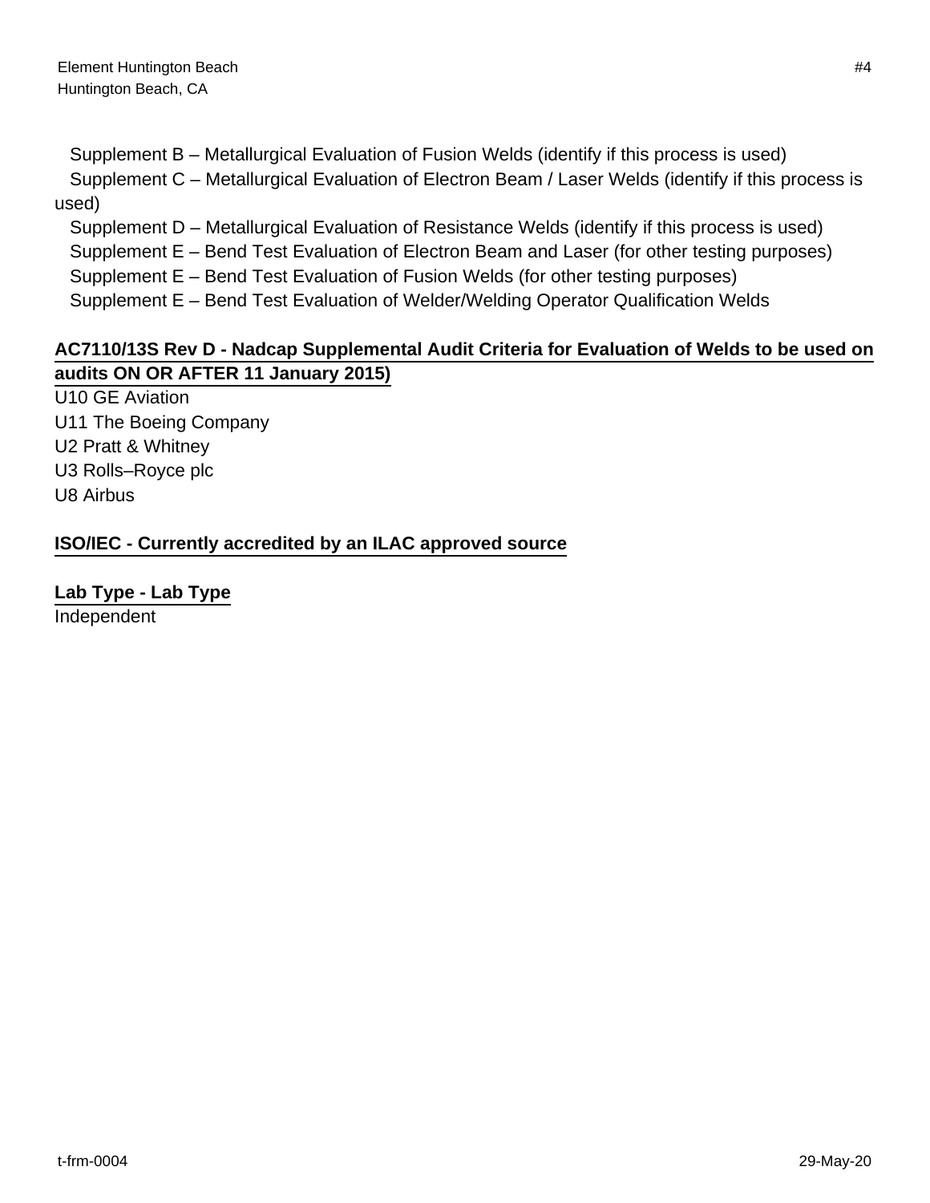Supplement B – Metallurgical Evaluation of Fusion Welds (identify if this process is used)

Supplement C – Metallurgical Evaluation of Electron Beam / Laser Welds (identify if this process is used)

Supplement D – Metallurgical Evaluation of Resistance Welds (identify if this process is used)

Supplement E – Bend Test Evaluation of Electron Beam and Laser (for other testing purposes)

Supplement E – Bend Test Evaluation of Fusion Welds (for other testing purposes)

Supplement E – Bend Test Evaluation of Welder/Welding Operator Qualification Welds

**AC7110/13S Rev D - Nadcap Supplemental Audit Criteria for Evaluation of Welds to be used on audits ON OR AFTER 11 January 2015)**

U10 GE Aviation
U11 The Boeing Company
U2 Pratt & Whitney
U3 Rolls–Royce plc
U8 Airbus

**ISO/IEC - Currently accredited by an ILAC approved source**

**Lab Type - Lab Type**

Independent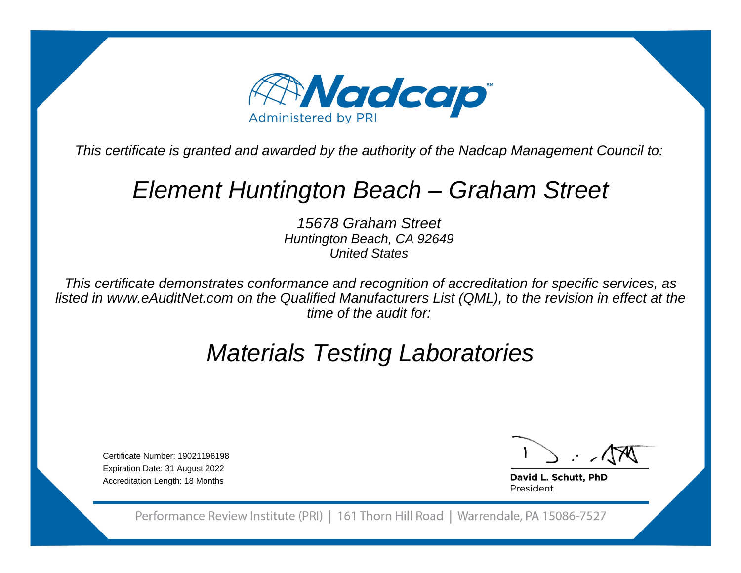Nadcap

Administered by PRI

*This certificate is granted and awarded by the authority of the Nadcap Management Council to:*

# *Element Huntington Beach – Graham Street*

*15678 Graham Street*
*Huntington Beach, CA 92649*
*United States*

*This certificate demonstrates conformance and recognition of accreditation for specific services, as listed in www.eAuditNet.com on the Qualified Manufacturers List (QML), to the revision in effect at the time of the audit for:*

# *Materials Testing Laboratories*

Certificate Number: 19021196198
Expiration Date: 31 August 2022
Accreditation Length: 18 Months

**David L. Schutt, PhD**
President

Performance Review Institute (PRI) | 161 Thorn Hill Road | Warrendale, PA 15086-7527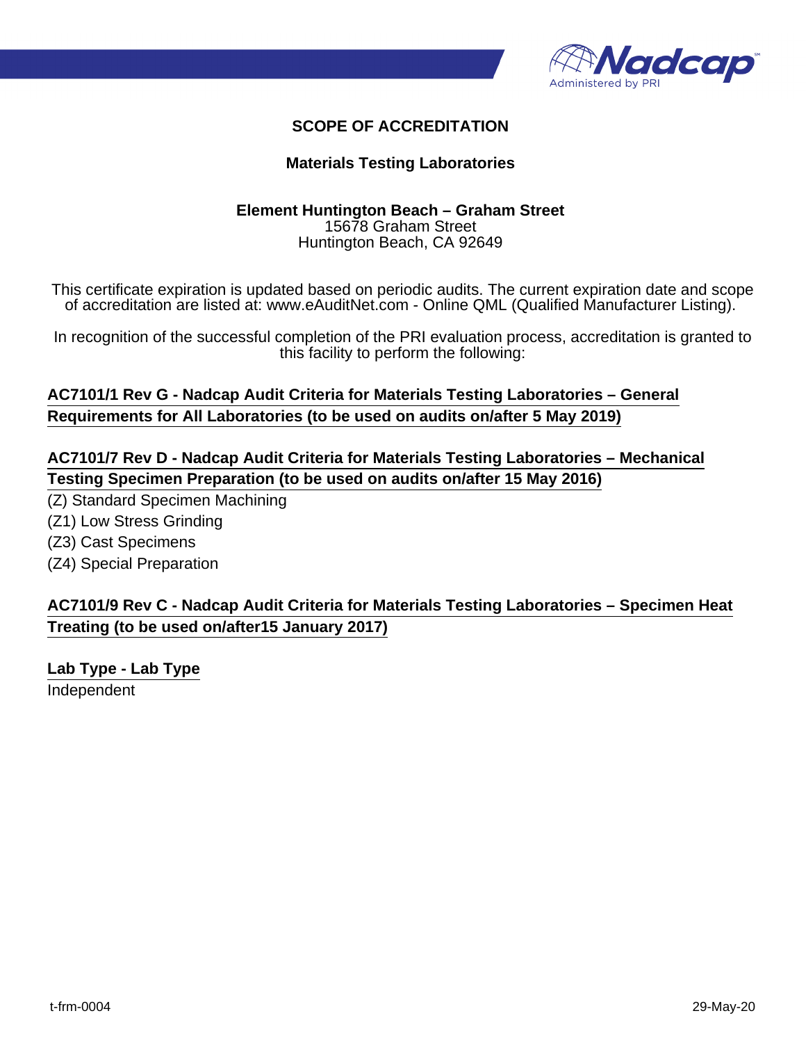# SCOPE OF ACCREDITATION

## Materials Testing Laboratories

**Element Huntington Beach – Graham Street**
15678 Graham Street
Huntington Beach, CA 92649

This certificate expiration is updated based on periodic audits. The current expiration date and scope of accreditation are listed at: www.eAuditNet.com - Online QML (Qualified Manufacturer Listing).

In recognition of the successful completion of the PRI evaluation process, accreditation is granted to this facility to perform the following:

**AC7101/1 Rev G - Nadcap Audit Criteria for Materials Testing Laboratories – General Requirements for All Laboratories (to be used on audits on/after 5 May 2019)**

**AC7101/7 Rev D - Nadcap Audit Criteria for Materials Testing Laboratories – Mechanical Testing Specimen Preparation (to be used on audits on/after 15 May 2016)**

(Z) Standard Specimen Machining
(Z1) Low Stress Grinding
(Z3) Cast Specimens
(Z4) Special Preparation

**AC7101/9 Rev C - Nadcap Audit Criteria for Materials Testing Laboratories – Specimen Heat Treating (to be used on/after15 January 2017)**

**Lab Type - Lab Type**

Independent

t-frm-0004 29-May-20